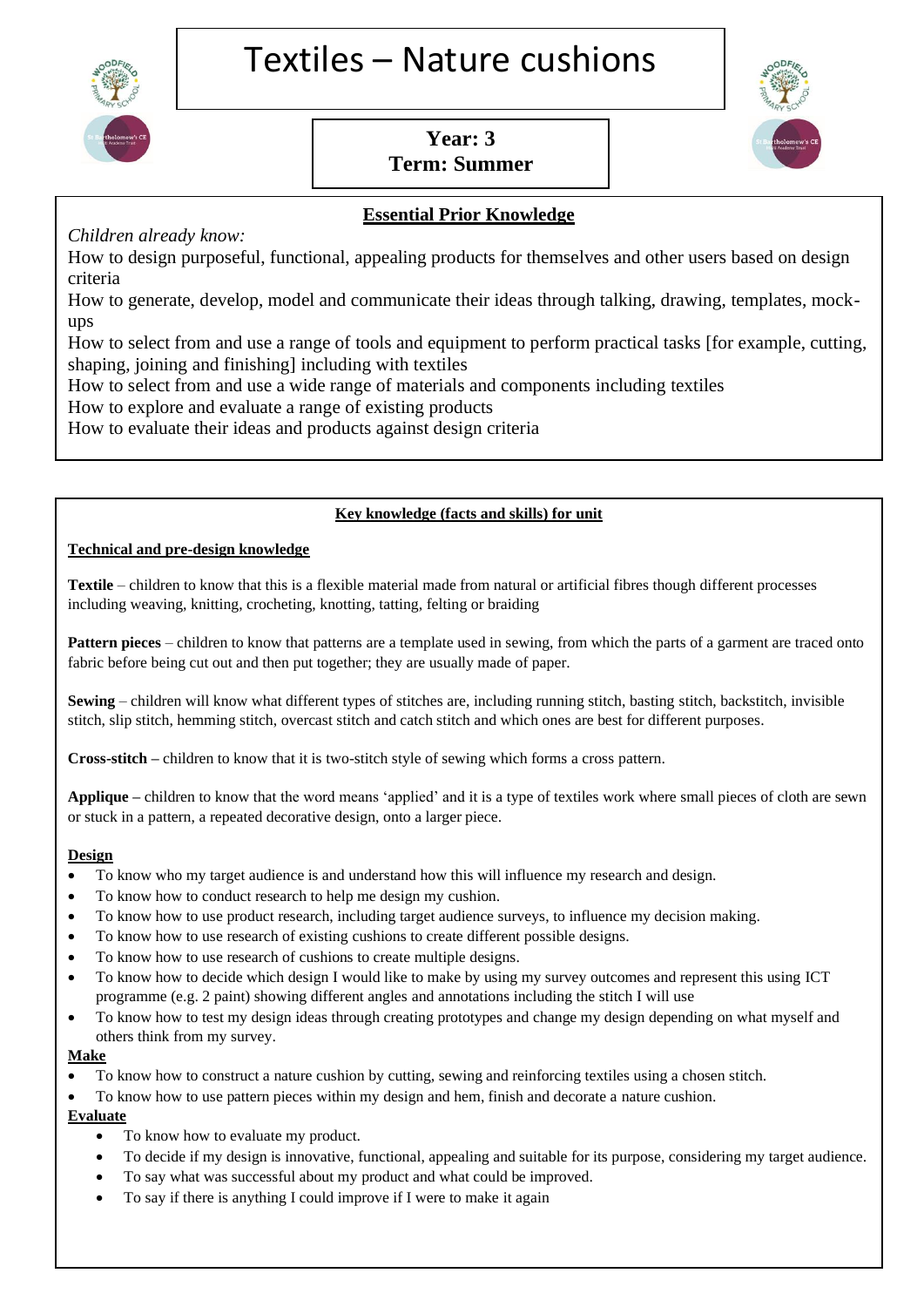# Textiles – Nature cushions

**Year: 3**
**Term: Summer**

## Essential Prior Knowledge

*Children already know:*

How to design purposeful, functional, appealing products for themselves and other users based on design criteria

How to generate, develop, model and communicate their ideas through talking, drawing, templates, mock-ups

How to select from and use a range of tools and equipment to perform practical tasks [for example, cutting, shaping, joining and finishing] including with textiles

How to select from and use a wide range of materials and components including textiles

How to explore and evaluate a range of existing products

How to evaluate their ideas and products against design criteria

## Key knowledge (facts and skills) for unit

### Technical and pre-design knowledge

**Textile** – children to know that this is a flexible material made from natural or artificial fibres though different processes including weaving, knitting, crocheting, knotting, tatting, felting or braiding

**Pattern pieces** – children to know that patterns are a template used in sewing, from which the parts of a garment are traced onto fabric before being cut out and then put together; they are usually made of paper.

**Sewing** – children will know what different types of stitches are, including running stitch, basting stitch, backstitch, invisible stitch, slip stitch, hemming stitch, overcast stitch and catch stitch and which ones are best for different purposes.

**Cross-stitch –** children to know that it is two-stitch style of sewing which forms a cross pattern.

**Applique –** children to know that the word means 'applied' and it is a type of textiles work where small pieces of cloth are sewn or stuck in a pattern, a repeated decorative design, onto a larger piece.

### Design

- To know who my target audience is and understand how this will influence my research and design.
- To know how to conduct research to help me design my cushion.
- To know how to use product research, including target audience surveys, to influence my decision making.
- To know how to use research of existing cushions to create different possible designs.
- To know how to use research of cushions to create multiple designs.
- To know how to decide which design I would like to make by using my survey outcomes and represent this using ICT programme (e.g. 2 paint) showing different angles and annotations including the stitch I will use
- To know how to test my design ideas through creating prototypes and change my design depending on what myself and others think from my survey.

### Make

- To know how to construct a nature cushion by cutting, sewing and reinforcing textiles using a chosen stitch.
- To know how to use pattern pieces within my design and hem, finish and decorate a nature cushion.

### Evaluate

- To know how to evaluate my product.
- To decide if my design is innovative, functional, appealing and suitable for its purpose, considering my target audience.
- To say what was successful about my product and what could be improved.
- To say if there is anything I could improve if I were to make it again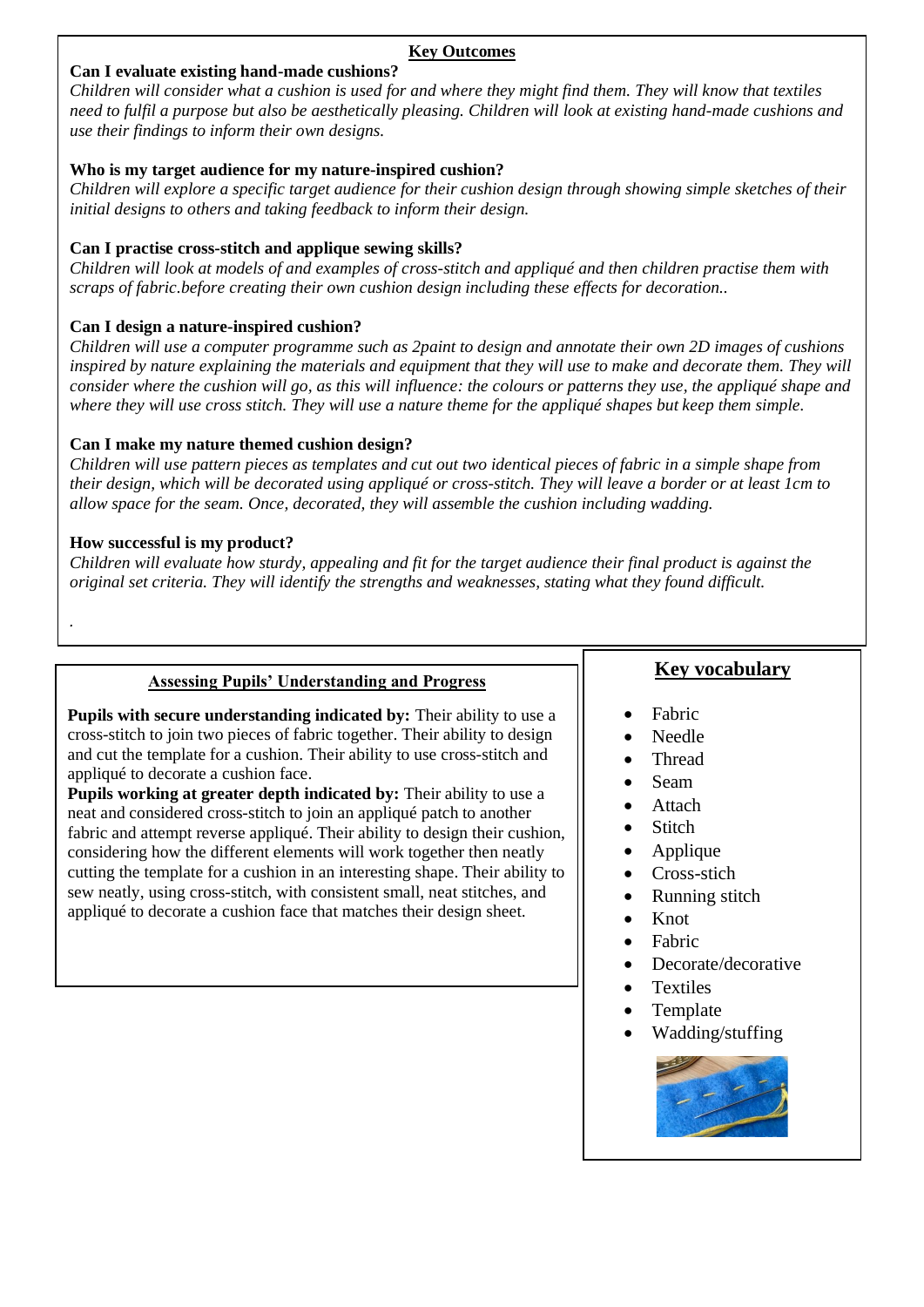## Key Outcomes

**Can I evaluate existing hand-made cushions?**

*Children will consider what a cushion is used for and where they might find them. They will know that textiles need to fulfil a purpose but also be aesthetically pleasing. Children will look at existing hand-made cushions and use their findings to inform their own designs.*

**Who is my target audience for my nature-inspired cushion?**

*Children will explore a specific target audience for their cushion design through showing simple sketches of their initial designs to others and taking feedback to inform their design.*

**Can I practise cross-stitch and applique sewing skills?**

*Children will look at models of and examples of cross-stitch and appliqué and then children practise them with scraps of fabric.before creating their own cushion design including these effects for decoration..*

**Can I design a nature-inspired cushion?**

*Children will use a computer programme such as 2paint to design and annotate their own 2D images of cushions inspired by nature explaining the materials and equipment that they will use to make and decorate them. They will consider where the cushion will go, as this will influence: the colours or patterns they use, the appliqué shape and where they will use cross stitch. They will use a nature theme for the appliqué shapes but keep them simple.*

**Can I make my nature themed cushion design?**

*Children will use pattern pieces as templates and cut out two identical pieces of fabric in a simple shape from their design, which will be decorated using appliqué or cross-stitch. They will leave a border or at least 1cm to allow space for the seam. Once, decorated, they will assemble the cushion including wadding.*

**How successful is my product?**

*Children will evaluate how sturdy, appealing and fit for the target audience their final product is against the original set criteria. They will identify the strengths and weaknesses, stating what they found difficult.*

.

## Assessing Pupils' Understanding and Progress

**Pupils with secure understanding indicated by:** Their ability to use a cross-stitch to join two pieces of fabric together. Their ability to design and cut the template for a cushion. Their ability to use cross-stitch and appliqué to decorate a cushion face.

**Pupils working at greater depth indicated by:** Their ability to use a neat and considered cross-stitch to join an appliqué patch to another fabric and attempt reverse appliqué. Their ability to design their cushion, considering how the different elements will work together then neatly cutting the template for a cushion in an interesting shape. Their ability to sew neatly, using cross-stitch, with consistent small, neat stitches, and appliqué to decorate a cushion face that matches their design sheet.

## Key vocabulary

- Fabric
- Needle
- Thread
- Seam
- Attach
- Stitch
- Applique
- Cross-stich
- Running stitch
- Knot
- Fabric
- Decorate/decorative
- Textiles
- Template
- Wadding/stuffing